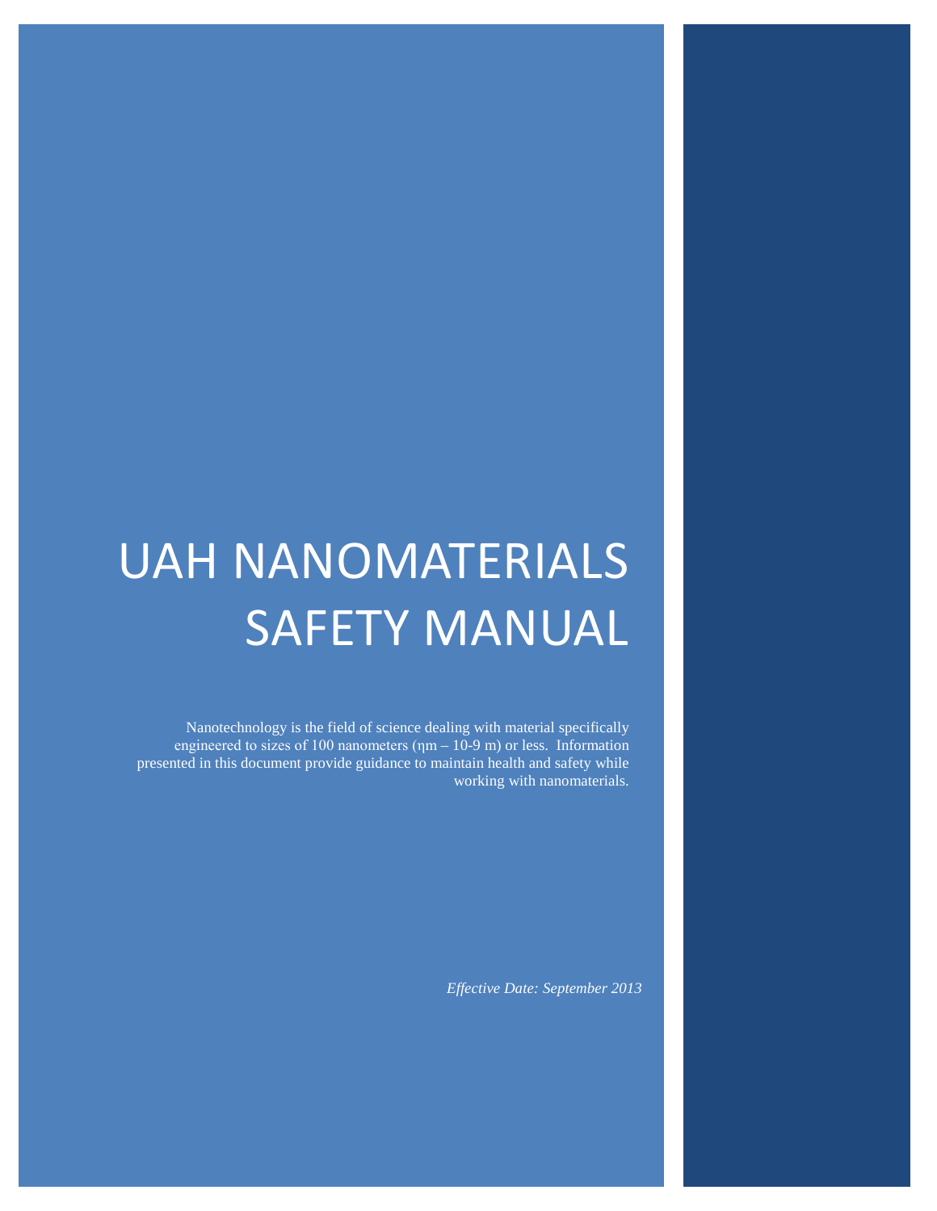# UAH NANOMATERIALS SAFETY MANUAL

Nanotechnology is the field of science dealing with material specifically engineered to sizes of 100 nanometers (ηm – 10-9 m) or less. Information presented in this document provide guidance to maintain health and safety while working with nanomaterials.

*Effective Date: September 2013*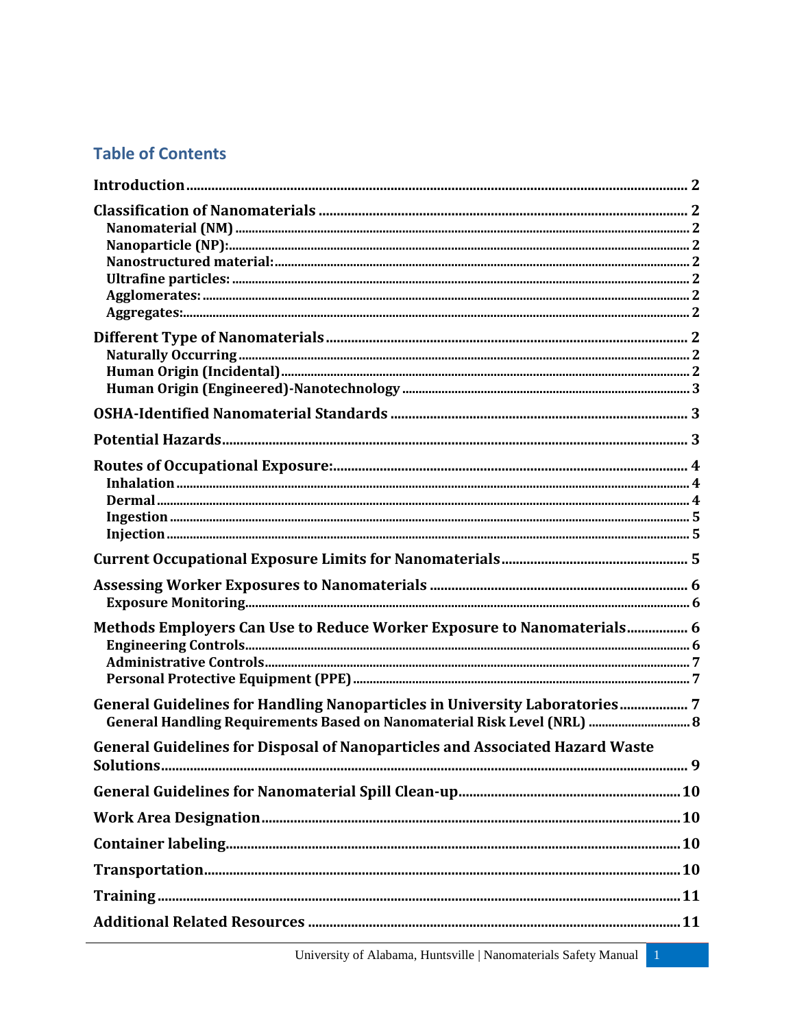## Table of Contents

**Introduction** .......... 2

**Classification of Nanomaterials** .......... 2
- **Nanomaterial (NM)** .......... 2
- **Nanoparticle (NP):** .......... 2
- **Nanostructured material:** .......... 2
- **Ultrafine particles:** .......... 2
- **Agglomerates:** .......... 2
- **Aggregates:** .......... 2

**Different Type of Nanomaterials** .......... 2
- **Naturally Occurring** .......... 2
- **Human Origin (Incidental)** .......... 2
- **Human Origin (Engineered)-Nanotechnology** .......... 3

**OSHA-Identified Nanomaterial Standards** .......... 3

**Potential Hazards** .......... 3

**Routes of Occupational Exposure:** .......... 4
- **Inhalation** .......... 4
- **Dermal** .......... 4
- **Ingestion** .......... 5
- **Injection** .......... 5

**Current Occupational Exposure Limits for Nanomaterials** .......... 5

**Assessing Worker Exposures to Nanomaterials** .......... 6
- **Exposure Monitoring** .......... 6

**Methods Employers Can Use to Reduce Worker Exposure to Nanomaterials** .......... 6
- **Engineering Controls** .......... 6
- **Administrative Controls** .......... 7
- **Personal Protective Equipment (PPE)** .......... 7

**General Guidelines for Handling Nanoparticles in University Laboratories** .......... 7
- **General Handling Requirements Based on Nanomaterial Risk Level (NRL)** .......... 8

**General Guidelines for Disposal of Nanoparticles and Associated Hazard Waste Solutions** .......... 9

**General Guidelines for Nanomaterial Spill Clean-up** .......... 10

**Work Area Designation** .......... 10

**Container labeling** .......... 10

**Transportation** .......... 10

**Training** .......... 11

**Additional Related Resources** .......... 11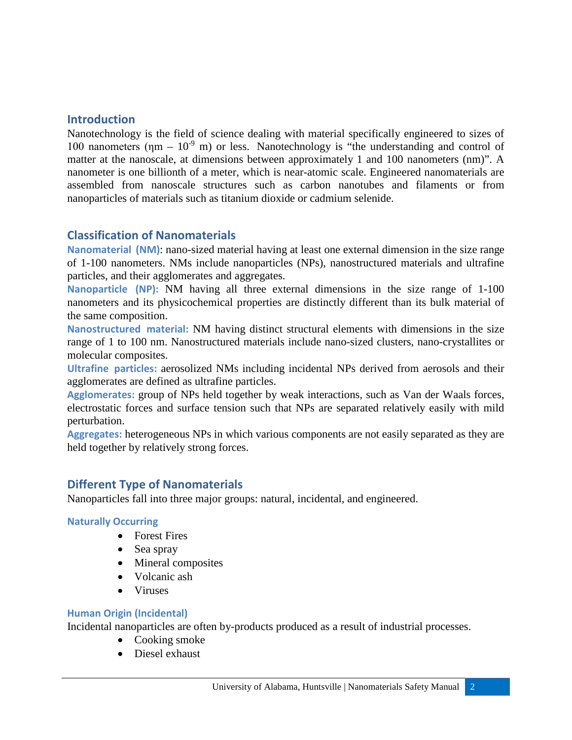## Introduction

Nanotechnology is the field of science dealing with material specifically engineered to sizes of 100 nanometers (ηm – $10^{-9}$ m) or less. Nanotechnology is "the understanding and control of matter at the nanoscale, at dimensions between approximately 1 and 100 nanometers (nm)". A nanometer is one billionth of a meter, which is near-atomic scale. Engineered nanomaterials are assembled from nanoscale structures such as carbon nanotubes and filaments or from nanoparticles of materials such as titanium dioxide or cadmium selenide.

## Classification of Nanomaterials

**Nanomaterial (NM)**: nano-sized material having at least one external dimension in the size range of 1-100 nanometers. NMs include nanoparticles (NPs), nanostructured materials and ultrafine particles, and their agglomerates and aggregates.

**Nanoparticle (NP):** NM having all three external dimensions in the size range of 1-100 nanometers and its physicochemical properties are distinctly different than its bulk material of the same composition.

**Nanostructured material:** NM having distinct structural elements with dimensions in the size range of 1 to 100 nm. Nanostructured materials include nano-sized clusters, nano-crystallites or molecular composites.

**Ultrafine particles:** aerosolized NMs including incidental NPs derived from aerosols and their agglomerates are defined as ultrafine particles.

**Agglomerates:** group of NPs held together by weak interactions, such as Van der Waals forces, electrostatic forces and surface tension such that NPs are separated relatively easily with mild perturbation.

**Aggregates:** heterogeneous NPs in which various components are not easily separated as they are held together by relatively strong forces.

## Different Type of Nanomaterials

Nanoparticles fall into three major groups: natural, incidental, and engineered.

### Naturally Occurring

- Forest Fires
- Sea spray
- Mineral composites
- Volcanic ash
- Viruses

### Human Origin (Incidental)

Incidental nanoparticles are often by-products produced as a result of industrial processes.

- Cooking smoke
- Diesel exhaust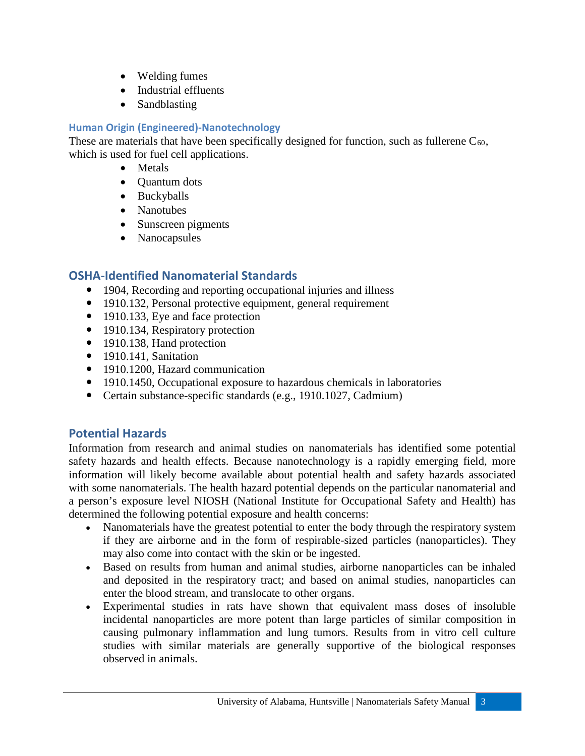- Welding fumes
- Industrial effluents
- Sandblasting

### Human Origin (Engineered)-Nanotechnology

These are materials that have been specifically designed for function, such as fullerene $C_{60}$, which is used for fuel cell applications.

- Metals
- Quantum dots
- Buckyballs
- Nanotubes
- Sunscreen pigments
- Nanocapsules

## OSHA-Identified Nanomaterial Standards

- 1904, Recording and reporting occupational injuries and illness
- 1910.132, Personal protective equipment, general requirement
- 1910.133, Eye and face protection
- 1910.134, Respiratory protection
- 1910.138, Hand protection
- 1910.141, Sanitation
- 1910.1200, Hazard communication
- 1910.1450, Occupational exposure to hazardous chemicals in laboratories
- Certain substance-specific standards (e.g., 1910.1027, Cadmium)

## Potential Hazards

Information from research and animal studies on nanomaterials has identified some potential safety hazards and health effects. Because nanotechnology is a rapidly emerging field, more information will likely become available about potential health and safety hazards associated with some nanomaterials. The health hazard potential depends on the particular nanomaterial and a person's exposure level NIOSH (National Institute for Occupational Safety and Health) has determined the following potential exposure and health concerns:

- Nanomaterials have the greatest potential to enter the body through the respiratory system if they are airborne and in the form of respirable-sized particles (nanoparticles). They may also come into contact with the skin or be ingested.
- Based on results from human and animal studies, airborne nanoparticles can be inhaled and deposited in the respiratory tract; and based on animal studies, nanoparticles can enter the blood stream, and translocate to other organs.
- Experimental studies in rats have shown that equivalent mass doses of insoluble incidental nanoparticles are more potent than large particles of similar composition in causing pulmonary inflammation and lung tumors. Results from in vitro cell culture studies with similar materials are generally supportive of the biological responses observed in animals.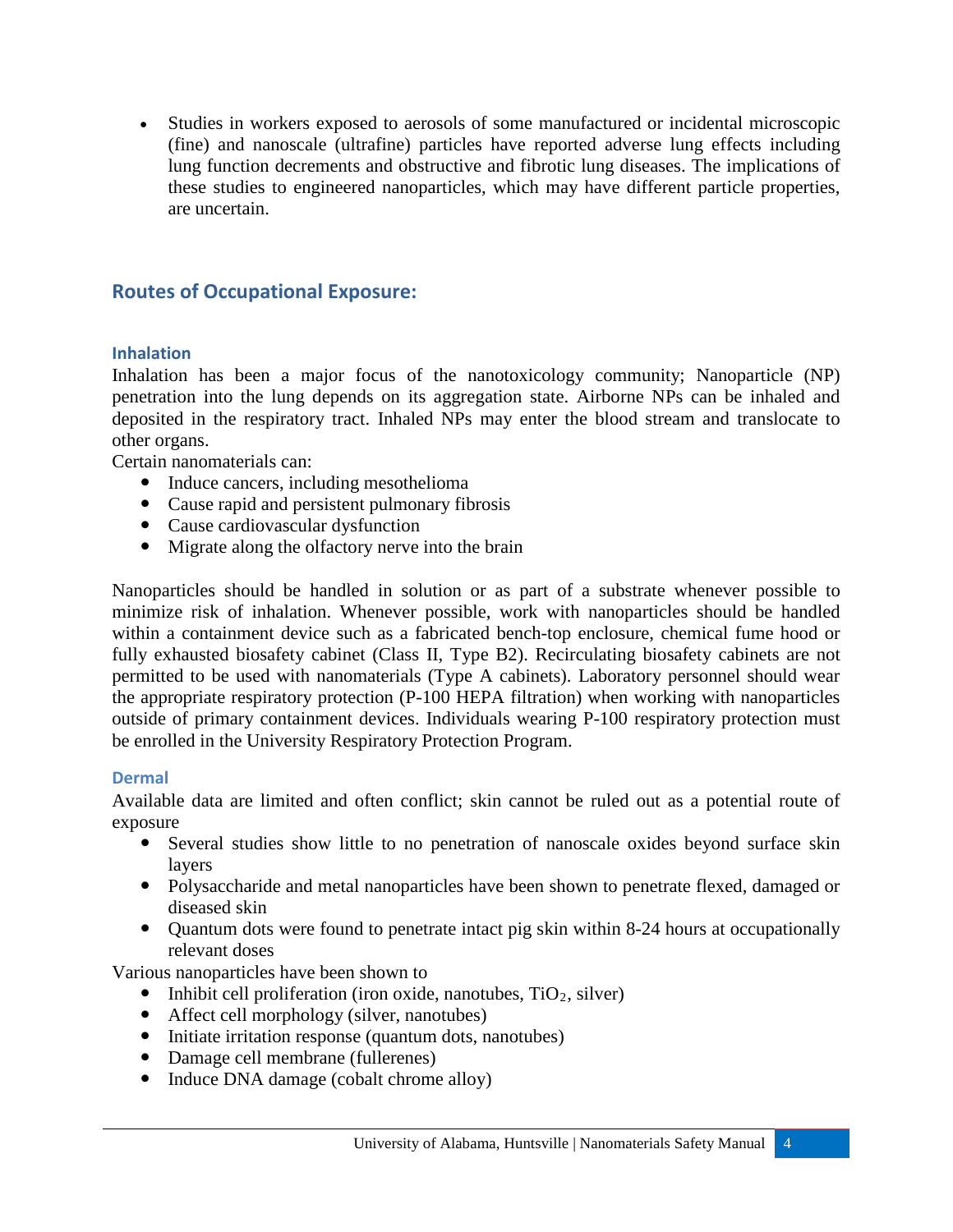- Studies in workers exposed to aerosols of some manufactured or incidental microscopic (fine) and nanoscale (ultrafine) particles have reported adverse lung effects including lung function decrements and obstructive and fibrotic lung diseases. The implications of these studies to engineered nanoparticles, which may have different particle properties, are uncertain.

## Routes of Occupational Exposure:

### Inhalation

Inhalation has been a major focus of the nanotoxicology community; Nanoparticle (NP) penetration into the lung depends on its aggregation state. Airborne NPs can be inhaled and deposited in the respiratory tract. Inhaled NPs may enter the blood stream and translocate to other organs.

Certain nanomaterials can:

- Induce cancers, including mesothelioma
- Cause rapid and persistent pulmonary fibrosis
- Cause cardiovascular dysfunction
- Migrate along the olfactory nerve into the brain

Nanoparticles should be handled in solution or as part of a substrate whenever possible to minimize risk of inhalation. Whenever possible, work with nanoparticles should be handled within a containment device such as a fabricated bench-top enclosure, chemical fume hood or fully exhausted biosafety cabinet (Class II, Type B2). Recirculating biosafety cabinets are not permitted to be used with nanomaterials (Type A cabinets). Laboratory personnel should wear the appropriate respiratory protection (P-100 HEPA filtration) when working with nanoparticles outside of primary containment devices. Individuals wearing P-100 respiratory protection must be enrolled in the University Respiratory Protection Program.

### Dermal

Available data are limited and often conflict; skin cannot be ruled out as a potential route of exposure

- Several studies show little to no penetration of nanoscale oxides beyond surface skin layers
- Polysaccharide and metal nanoparticles have been shown to penetrate flexed, damaged or diseased skin
- Quantum dots were found to penetrate intact pig skin within 8-24 hours at occupationally relevant doses

Various nanoparticles have been shown to

- Inhibit cell proliferation (iron oxide, nanotubes, $TiO_2$, silver)
- Affect cell morphology (silver, nanotubes)
- Initiate irritation response (quantum dots, nanotubes)
- Damage cell membrane (fullerenes)
- Induce DNA damage (cobalt chrome alloy)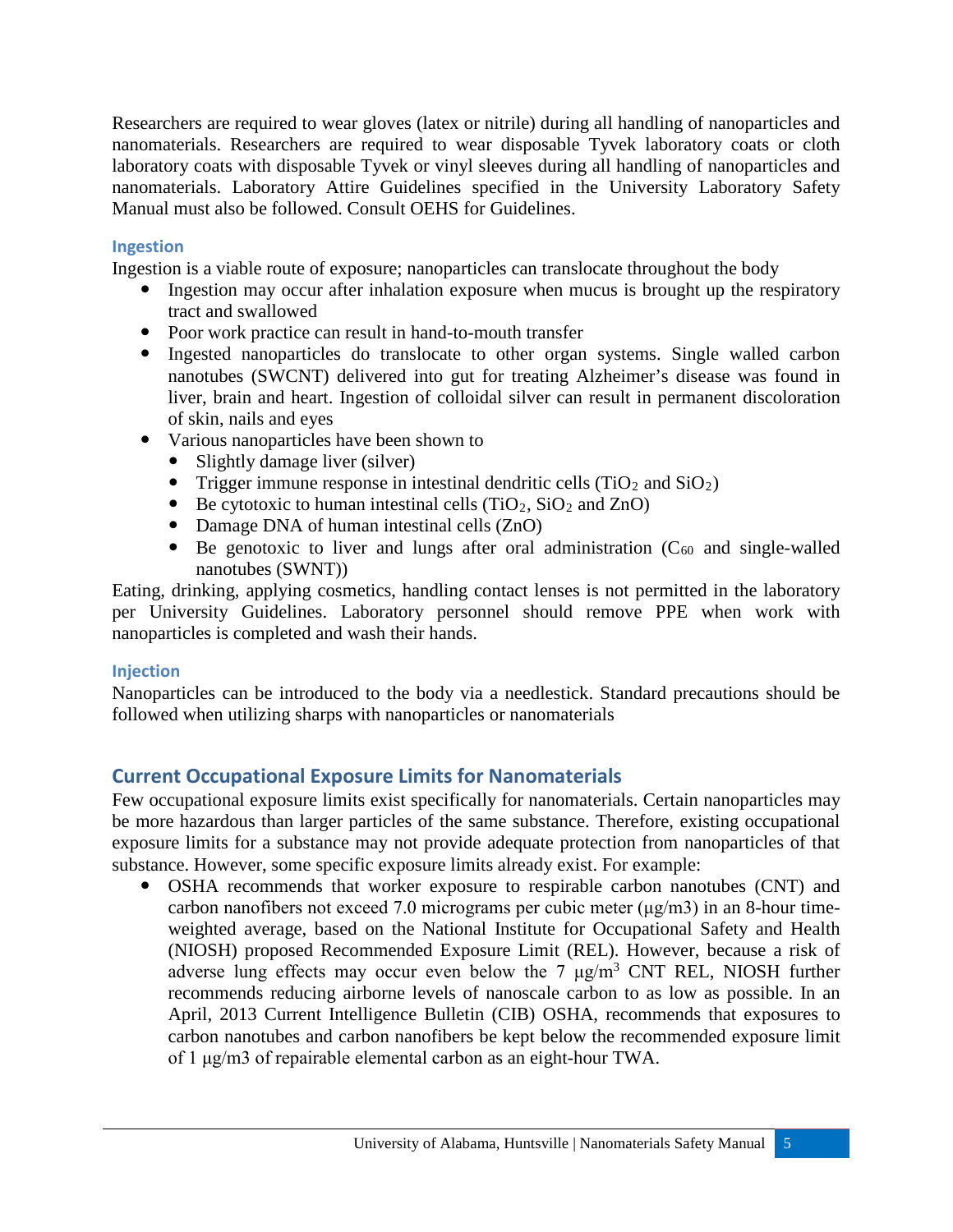Researchers are required to wear gloves (latex or nitrile) during all handling of nanoparticles and nanomaterials. Researchers are required to wear disposable Tyvek laboratory coats or cloth laboratory coats with disposable Tyvek or vinyl sleeves during all handling of nanoparticles and nanomaterials. Laboratory Attire Guidelines specified in the University Laboratory Safety Manual must also be followed. Consult OEHS for Guidelines.

### Ingestion

Ingestion is a viable route of exposure; nanoparticles can translocate throughout the body

- Ingestion may occur after inhalation exposure when mucus is brought up the respiratory tract and swallowed
- Poor work practice can result in hand-to-mouth transfer
- Ingested nanoparticles do translocate to other organ systems. Single walled carbon nanotubes (SWCNT) delivered into gut for treating Alzheimer's disease was found in liver, brain and heart. Ingestion of colloidal silver can result in permanent discoloration of skin, nails and eyes
- Various nanoparticles have been shown to
  - Slightly damage liver (silver)
  - Trigger immune response in intestinal dendritic cells ($TiO_2$ and $SiO_2$)
  - Be cytotoxic to human intestinal cells ($TiO_2$, $SiO_2$ and ZnO)
  - Damage DNA of human intestinal cells (ZnO)
  - Be genotoxic to liver and lungs after oral administration ($C_{60}$ and single-walled nanotubes (SWNT))

Eating, drinking, applying cosmetics, handling contact lenses is not permitted in the laboratory per University Guidelines. Laboratory personnel should remove PPE when work with nanoparticles is completed and wash their hands.

### Injection

Nanoparticles can be introduced to the body via a needlestick. Standard precautions should be followed when utilizing sharps with nanoparticles or nanomaterials

## Current Occupational Exposure Limits for Nanomaterials

Few occupational exposure limits exist specifically for nanomaterials. Certain nanoparticles may be more hazardous than larger particles of the same substance. Therefore, existing occupational exposure limits for a substance may not provide adequate protection from nanoparticles of that substance. However, some specific exposure limits already exist. For example:

- OSHA recommends that worker exposure to respirable carbon nanotubes (CNT) and carbon nanofibers not exceed 7.0 micrograms per cubic meter (μg/m3) in an 8-hour time-weighted average, based on the National Institute for Occupational Safety and Health (NIOSH) proposed Recommended Exposure Limit (REL). However, because a risk of adverse lung effects may occur even below the 7 $\mu g/m^3$ CNT REL, NIOSH further recommends reducing airborne levels of nanoscale carbon to as low as possible. In an April, 2013 Current Intelligence Bulletin (CIB) OSHA, recommends that exposures to carbon nanotubes and carbon nanofibers be kept below the recommended exposure limit of 1 μg/m3 of repairable elemental carbon as an eight-hour TWA.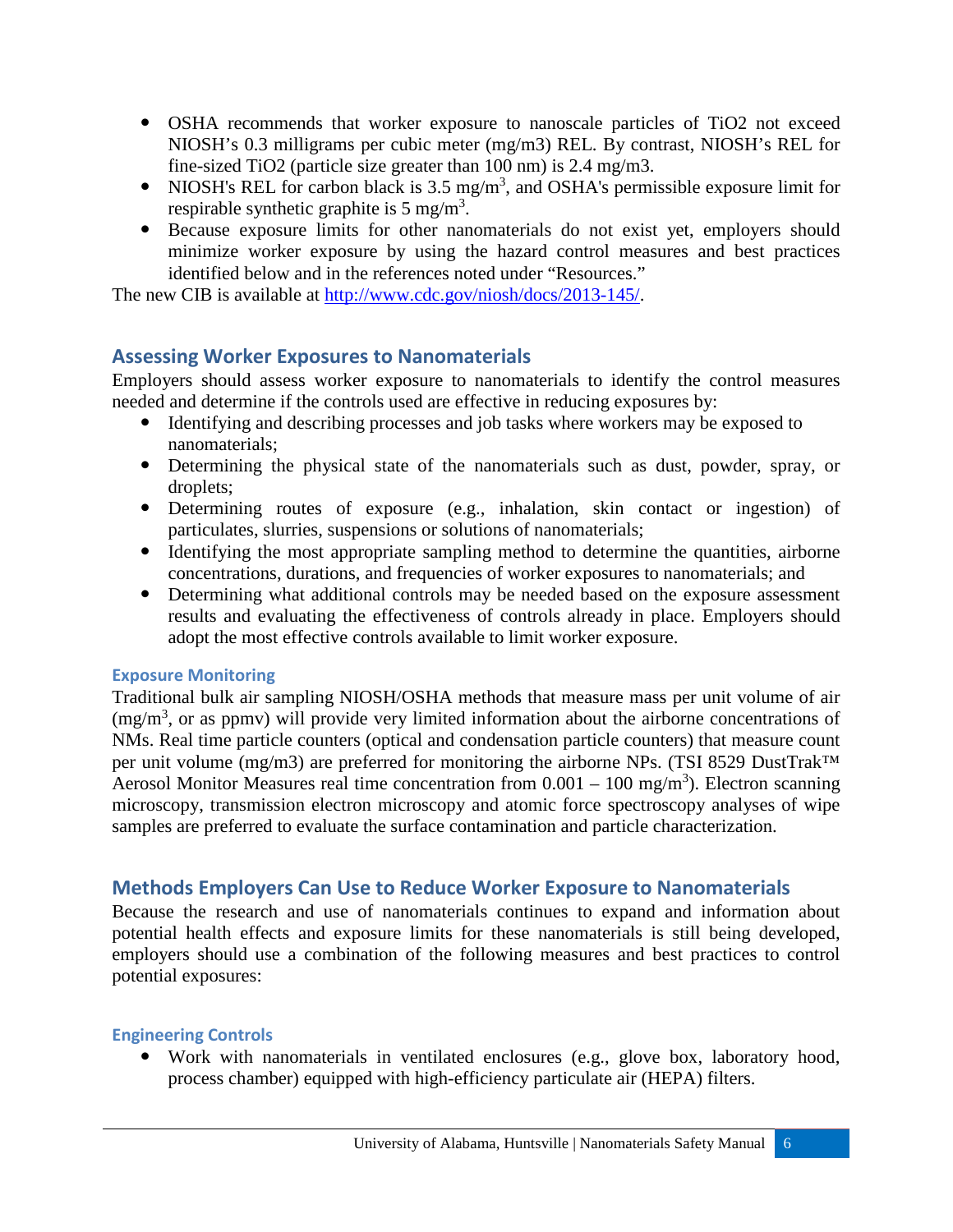- OSHA recommends that worker exposure to nanoscale particles of $TiO_2$ not exceed NIOSH's 0.3 milligrams per cubic meter (mg/m3) REL. By contrast, NIOSH's REL for fine-sized $TiO_2$ (particle size greater than 100 nm) is 2.4 mg/m3.
- NIOSH's REL for carbon black is 3.5 mg/m$^3$, and OSHA's permissible exposure limit for respirable synthetic graphite is 5 mg/m$^3$.
- Because exposure limits for other nanomaterials do not exist yet, employers should minimize worker exposure by using the hazard control measures and best practices identified below and in the references noted under "Resources."

The new CIB is available at http://www.cdc.gov/niosh/docs/2013-145/.

## Assessing Worker Exposures to Nanomaterials

Employers should assess worker exposure to nanomaterials to identify the control measures needed and determine if the controls used are effective in reducing exposures by:

- Identifying and describing processes and job tasks where workers may be exposed to nanomaterials;
- Determining the physical state of the nanomaterials such as dust, powder, spray, or droplets;
- Determining routes of exposure (e.g., inhalation, skin contact or ingestion) of particulates, slurries, suspensions or solutions of nanomaterials;
- Identifying the most appropriate sampling method to determine the quantities, airborne concentrations, durations, and frequencies of worker exposures to nanomaterials; and
- Determining what additional controls may be needed based on the exposure assessment results and evaluating the effectiveness of controls already in place. Employers should adopt the most effective controls available to limit worker exposure.

### Exposure Monitoring

Traditional bulk air sampling NIOSH/OSHA methods that measure mass per unit volume of air (mg/m$^3$, or as ppmv) will provide very limited information about the airborne concentrations of NMs. Real time particle counters (optical and condensation particle counters) that measure count per unit volume (mg/m3) are preferred for monitoring the airborne NPs. (TSI 8529 DustTrak™ Aerosol Monitor Measures real time concentration from 0.001 – 100 mg/m$^3$). Electron scanning microscopy, transmission electron microscopy and atomic force spectroscopy analyses of wipe samples are preferred to evaluate the surface contamination and particle characterization.

## Methods Employers Can Use to Reduce Worker Exposure to Nanomaterials

Because the research and use of nanomaterials continues to expand and information about potential health effects and exposure limits for these nanomaterials is still being developed, employers should use a combination of the following measures and best practices to control potential exposures:

### Engineering Controls

- Work with nanomaterials in ventilated enclosures (e.g., glove box, laboratory hood, process chamber) equipped with high-efficiency particulate air (HEPA) filters.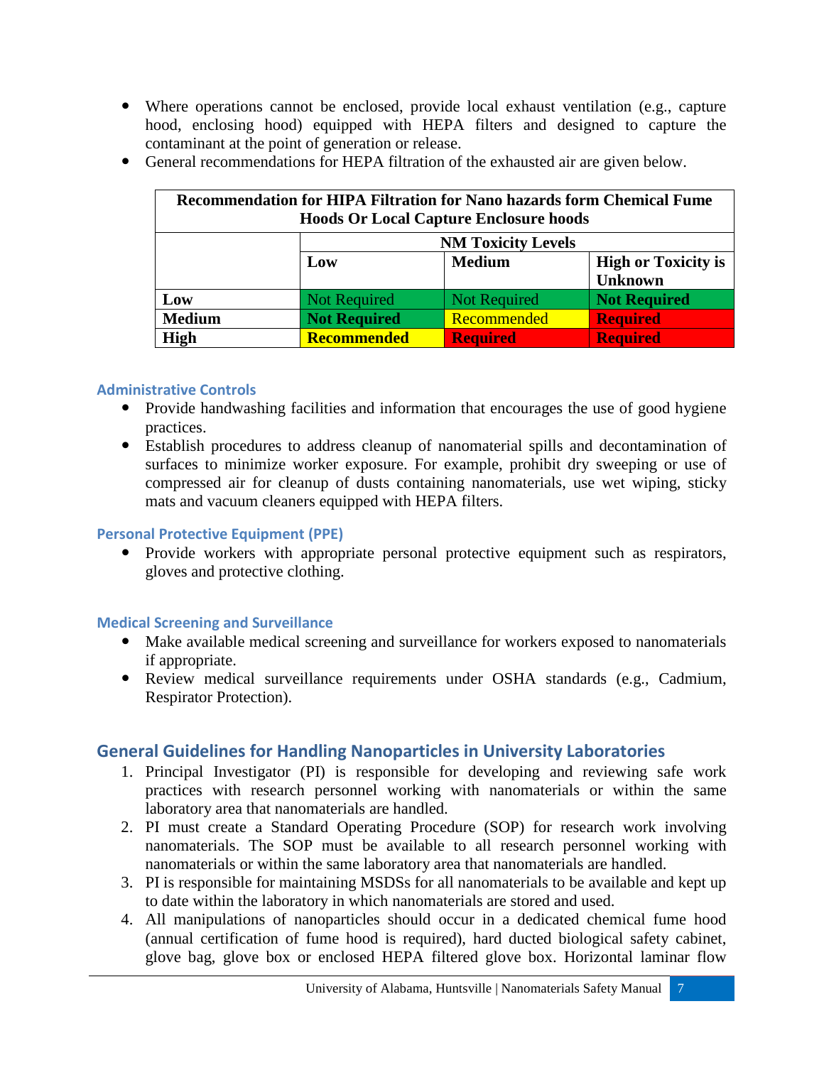- Where operations cannot be enclosed, provide local exhaust ventilation (e.g., capture hood, enclosing hood) equipped with HEPA filters and designed to capture the contaminant at the point of generation or release.
- General recommendations for HEPA filtration of the exhausted air are given below.

| Recommendation for HIPA Filtration for Nano hazards form Chemical Fume Hoods Or Local Capture Enclosure hoods | | | |
|---|---|---|---|
| | **NM Toxicity Levels** | | |
| | **Low** | **Medium** | **High or Toxicity is Unknown** |
| **Low** | Not Required | Not Required | **Not Required** |
| **Medium** | **Not Required** | Recommended | **Required** |
| **High** | **Recommended** | **Required** | **Required** |

### Administrative Controls

- Provide handwashing facilities and information that encourages the use of good hygiene practices.
- Establish procedures to address cleanup of nanomaterial spills and decontamination of surfaces to minimize worker exposure. For example, prohibit dry sweeping or use of compressed air for cleanup of dusts containing nanomaterials, use wet wiping, sticky mats and vacuum cleaners equipped with HEPA filters.

### Personal Protective Equipment (PPE)

- Provide workers with appropriate personal protective equipment such as respirators, gloves and protective clothing.

### Medical Screening and Surveillance

- Make available medical screening and surveillance for workers exposed to nanomaterials if appropriate.
- Review medical surveillance requirements under OSHA standards (e.g., Cadmium, Respirator Protection).

## General Guidelines for Handling Nanoparticles in University Laboratories

1. Principal Investigator (PI) is responsible for developing and reviewing safe work practices with research personnel working with nanomaterials or within the same laboratory area that nanomaterials are handled.
2. PI must create a Standard Operating Procedure (SOP) for research work involving nanomaterials. The SOP must be available to all research personnel working with nanomaterials or within the same laboratory area that nanomaterials are handled.
3. PI is responsible for maintaining MSDSs for all nanomaterials to be available and kept up to date within the laboratory in which nanomaterials are stored and used.
4. All manipulations of nanoparticles should occur in a dedicated chemical fume hood (annual certification of fume hood is required), hard ducted biological safety cabinet, glove bag, glove box or enclosed HEPA filtered glove box. Horizontal laminar flow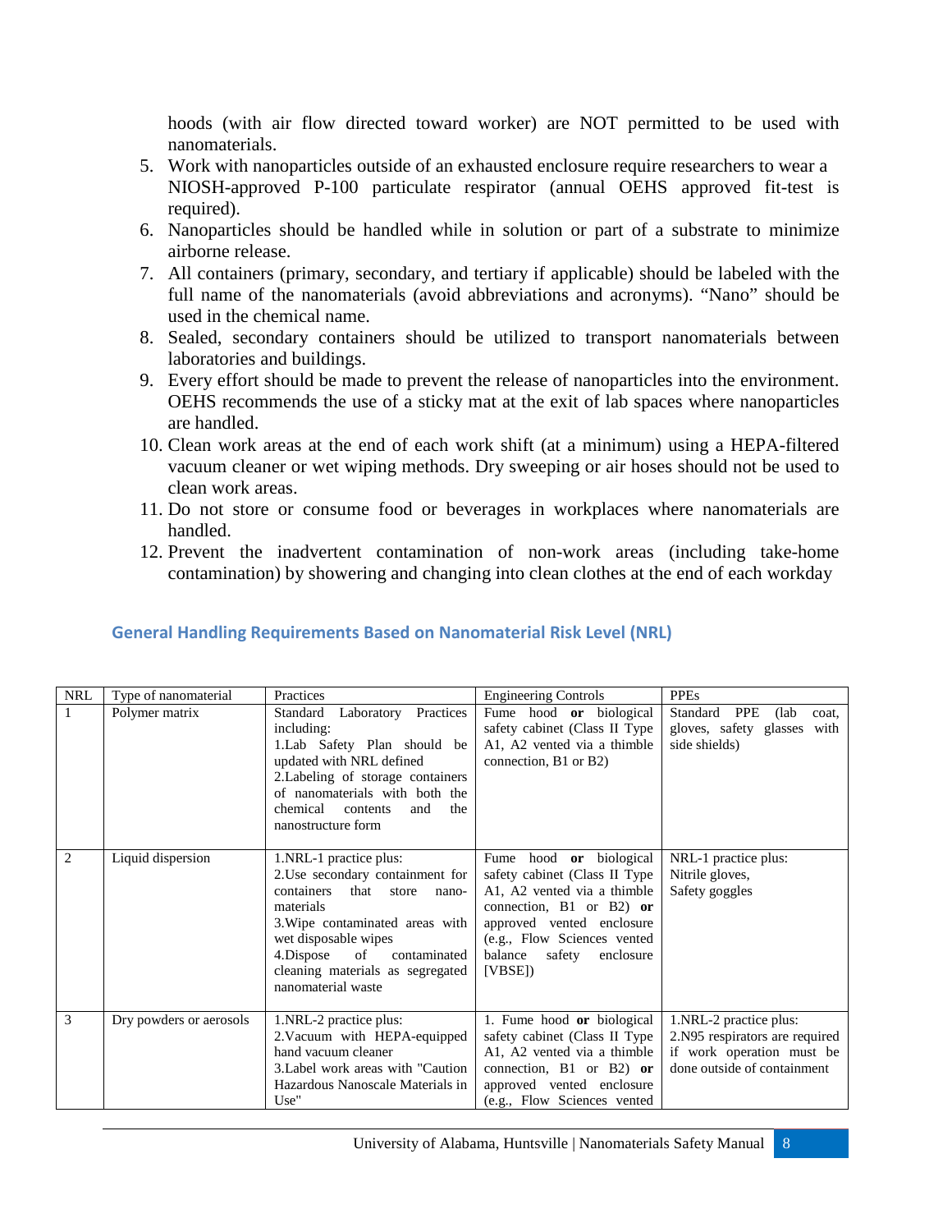hoods (with air flow directed toward worker) are NOT permitted to be used with nanomaterials.

5. Work with nanoparticles outside of an exhausted enclosure require researchers to wear a NIOSH-approved P-100 particulate respirator (annual OEHS approved fit-test is required).
6. Nanoparticles should be handled while in solution or part of a substrate to minimize airborne release.
7. All containers (primary, secondary, and tertiary if applicable) should be labeled with the full name of the nanomaterials (avoid abbreviations and acronyms). "Nano" should be used in the chemical name.
8. Sealed, secondary containers should be utilized to transport nanomaterials between laboratories and buildings.
9. Every effort should be made to prevent the release of nanoparticles into the environment. OEHS recommends the use of a sticky mat at the exit of lab spaces where nanoparticles are handled.
10. Clean work areas at the end of each work shift (at a minimum) using a HEPA-filtered vacuum cleaner or wet wiping methods. Dry sweeping or air hoses should not be used to clean work areas.
11. Do not store or consume food or beverages in workplaces where nanomaterials are handled.
12. Prevent the inadvertent contamination of non-work areas (including take-home contamination) by showering and changing into clean clothes at the end of each workday

## General Handling Requirements Based on Nanomaterial Risk Level (NRL)

| NRL | Type of nanomaterial | Practices | Engineering Controls | PPEs |
|---|---|---|---|---|
| 1 | Polymer matrix | Standard Laboratory Practices including:<br>1.Lab Safety Plan should be updated with NRL defined<br>2.Labeling of storage containers of nanomaterials with both the chemical contents and the nanostructure form | Fume hood **or** biological safety cabinet (Class II Type A1, A2 vented via a thimble connection, B1 or B2) | Standard PPE (lab coat, gloves, safety glasses with side shields) |
| 2 | Liquid dispersion | 1.NRL-1 practice plus:<br>2.Use secondary containment for containers that store nano-materials<br>3.Wipe contaminated areas with wet disposable wipes<br>4.Dispose of contaminated cleaning materials as segregated nanomaterial waste | Fume hood **or** biological safety cabinet (Class II Type A1, A2 vented via a thimble connection, B1 or B2) **or** approved vented enclosure (e.g., Flow Sciences vented balance safety enclosure [VBSE]) | NRL-1 practice plus:<br>Nitrile gloves,<br>Safety goggles |
| 3 | Dry powders or aerosols | 1.NRL-2 practice plus:<br>2.Vacuum with HEPA-equipped hand vacuum cleaner<br>3.Label work areas with "Caution Hazardous Nanoscale Materials in Use" | 1. Fume hood **or** biological safety cabinet (Class II Type A1, A2 vented via a thimble connection, B1 or B2) **or** approved vented enclosure (e.g., Flow Sciences vented | 1.NRL-2 practice plus:<br>2.N95 respirators are required if work operation must be done outside of containment |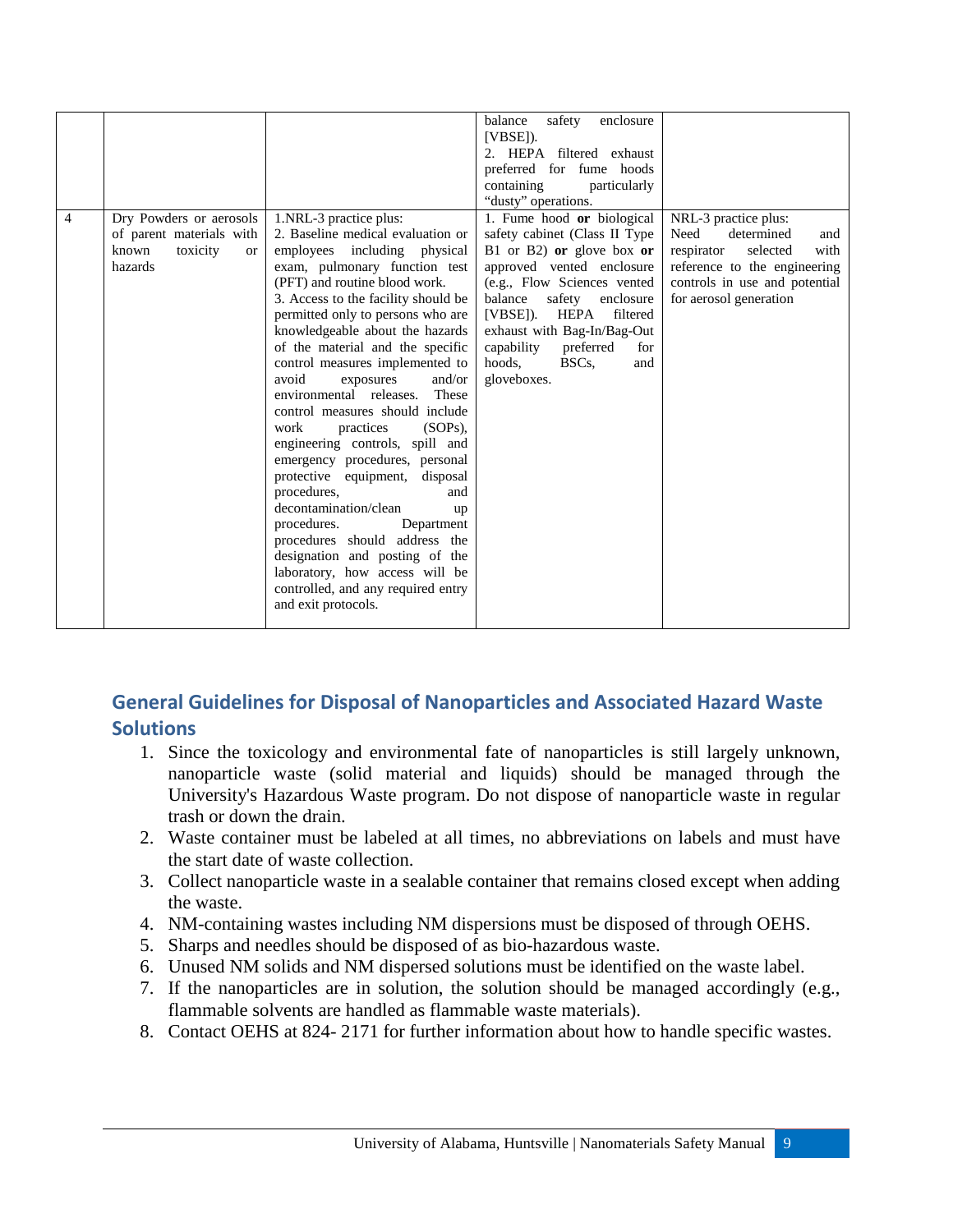| | | | | |
|---|---|---|---|---|
| | | | balance safety enclosure [VBSE]).<br>2. HEPA filtered exhaust preferred for fume hoods containing particularly "dusty" operations. | |
| 4 | Dry Powders or aerosols of parent materials with known toxicity or hazards | 1.NRL-3 practice plus:<br>2. Baseline medical evaluation or employees including physical exam, pulmonary function test (PFT) and routine blood work.<br>3. Access to the facility should be permitted only to persons who are knowledgeable about the hazards of the material and the specific control measures implemented to avoid exposures and/or environmental releases. These control measures should include work practices (SOPs), engineering controls, spill and emergency procedures, personal protective equipment, disposal procedures, and decontamination/clean up procedures. Department procedures should address the designation and posting of the laboratory, how access will be controlled, and any required entry and exit protocols. | 1. Fume hood **or** biological safety cabinet (Class II Type B1 or B2) **or** glove box **or** approved vented enclosure (e.g., Flow Sciences vented balance safety enclosure [VBSE]). HEPA filtered exhaust with Bag-In/Bag-Out capability preferred for hoods, BSCs, and gloveboxes. | NRL-3 practice plus:<br>Need determined and respirator selected with reference to the engineering controls in use and potential for aerosol generation |

## General Guidelines for Disposal of Nanoparticles and Associated Hazard Waste Solutions

1. Since the toxicology and environmental fate of nanoparticles is still largely unknown, nanoparticle waste (solid material and liquids) should be managed through the University's Hazardous Waste program. Do not dispose of nanoparticle waste in regular trash or down the drain.
2. Waste container must be labeled at all times, no abbreviations on labels and must have the start date of waste collection.
3. Collect nanoparticle waste in a sealable container that remains closed except when adding the waste.
4. NM-containing wastes including NM dispersions must be disposed of through OEHS.
5. Sharps and needles should be disposed of as bio-hazardous waste.
6. Unused NM solids and NM dispersed solutions must be identified on the waste label.
7. If the nanoparticles are in solution, the solution should be managed accordingly (e.g., flammable solvents are handled as flammable waste materials).
8. Contact OEHS at 824- 2171 for further information about how to handle specific wastes.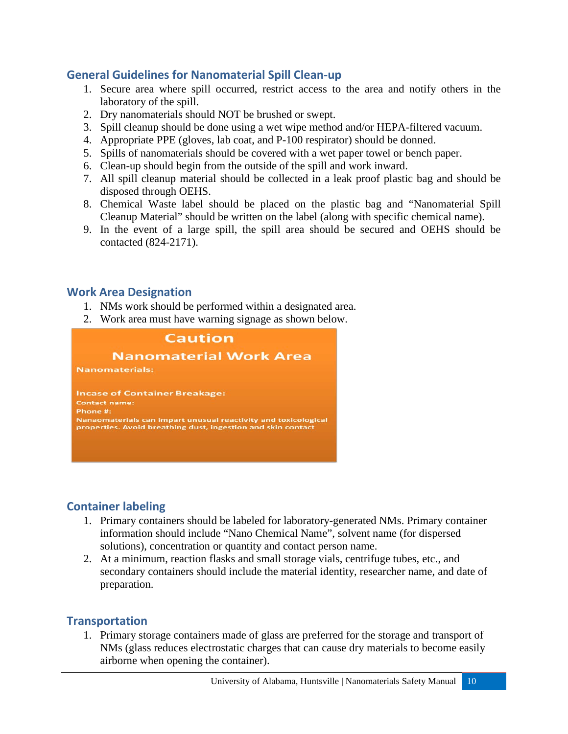## General Guidelines for Nanomaterial Spill Clean-up

1. Secure area where spill occurred, restrict access to the area and notify others in the laboratory of the spill.
2. Dry nanomaterials should NOT be brushed or swept.
3. Spill cleanup should be done using a wet wipe method and/or HEPA-filtered vacuum.
4. Appropriate PPE (gloves, lab coat, and P-100 respirator) should be donned.
5. Spills of nanomaterials should be covered with a wet paper towel or bench paper.
6. Clean-up should begin from the outside of the spill and work inward.
7. All spill cleanup material should be collected in a leak proof plastic bag and should be disposed through OEHS.
8. Chemical Waste label should be placed on the plastic bag and "Nanomaterial Spill Cleanup Material" should be written on the label (along with specific chemical name).
9. In the event of a large spill, the spill area should be secured and OEHS should be contacted (824-2171).

## Work Area Designation

1. NMs work should be performed within a designated area.
2. Work area must have warning signage as shown below.

**Caution**

**Nanomaterial Work Area**

**Nanomaterials:**

**Incase of Container Breakage:**

**Contact name:**

**Phone #:**

**Nanaomaterials can impart unusual reactivity and toxicological properties. Avoid breathing dust, ingestion and skin contact**

## Container labeling

1. Primary containers should be labeled for laboratory-generated NMs. Primary container information should include "Nano Chemical Name", solvent name (for dispersed solutions), concentration or quantity and contact person name.
2. At a minimum, reaction flasks and small storage vials, centrifuge tubes, etc., and secondary containers should include the material identity, researcher name, and date of preparation.

## Transportation

1. Primary storage containers made of glass are preferred for the storage and transport of NMs (glass reduces electrostatic charges that can cause dry materials to become easily airborne when opening the container).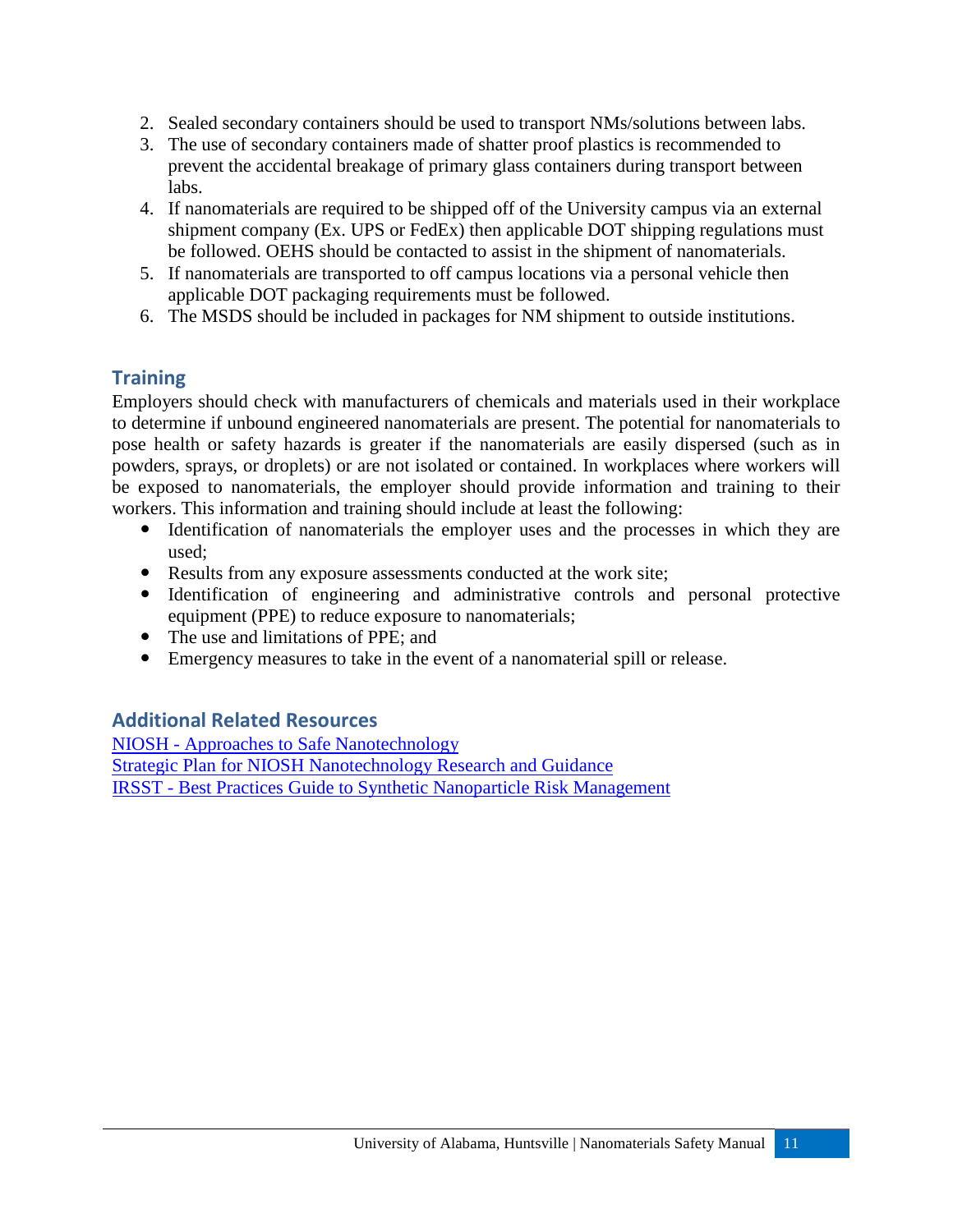2. Sealed secondary containers should be used to transport NMs/solutions between labs.
3. The use of secondary containers made of shatter proof plastics is recommended to prevent the accidental breakage of primary glass containers during transport between labs.
4. If nanomaterials are required to be shipped off of the University campus via an external shipment company (Ex. UPS or FedEx) then applicable DOT shipping regulations must be followed. OEHS should be contacted to assist in the shipment of nanomaterials.
5. If nanomaterials are transported to off campus locations via a personal vehicle then applicable DOT packaging requirements must be followed.
6. The MSDS should be included in packages for NM shipment to outside institutions.

## Training

Employers should check with manufacturers of chemicals and materials used in their workplace to determine if unbound engineered nanomaterials are present. The potential for nanomaterials to pose health or safety hazards is greater if the nanomaterials are easily dispersed (such as in powders, sprays, or droplets) or are not isolated or contained. In workplaces where workers will be exposed to nanomaterials, the employer should provide information and training to their workers. This information and training should include at least the following:

- Identification of nanomaterials the employer uses and the processes in which they are used;
- Results from any exposure assessments conducted at the work site;
- Identification of engineering and administrative controls and personal protective equipment (PPE) to reduce exposure to nanomaterials;
- The use and limitations of PPE; and
- Emergency measures to take in the event of a nanomaterial spill or release.

## Additional Related Resources

NIOSH - Approaches to Safe Nanotechnology
Strategic Plan for NIOSH Nanotechnology Research and Guidance
IRSST - Best Practices Guide to Synthetic Nanoparticle Risk Management